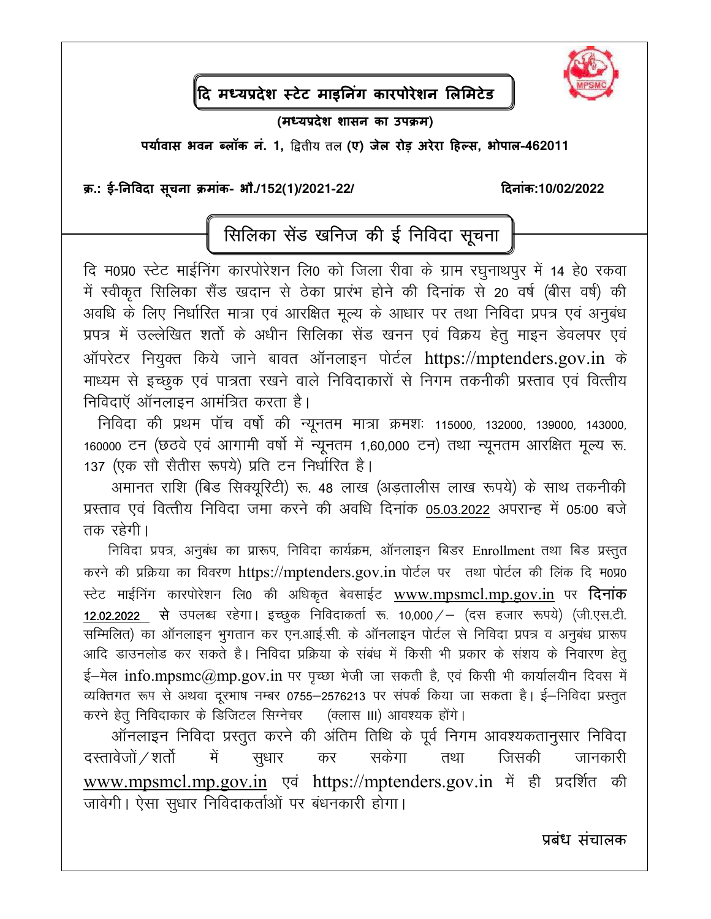# दि मध्यप्रदेश स्टेट माइनिंग कारपोरेशन लिमिटेड

**(मध्यप्रदेश शासन का उपक्रम)**

**पर्यावास भवन ब्लॉक नं. 1,** द्वितीय तल **(ए) जेल रोड़ अरेरा हिल्स, भोपाल-462011**

**क्र.: ई-निविदा सूचना क्रमांक- भौ./152(1)/2021-22/** **दिनांक:10/02/2022**

## सिलिका सेंड खनिज की ई निविदा सूचना

दि म0प्र0 स्टेट माईनिंग कारपोरेशन लि0 को जिला रीवा के ग्राम रघुनाथपुर में 14 हे0 रकवा में स्वीकृत सिलिका सैंड खदान से ठेका प्रारंभ होने की दिनांक से 20 वर्ष (बीस वर्ष) की अवधि के लिए निर्धारित मात्रा एवं आरक्षित मूल्य के आधार पर तथा निविदा प्रपत्र एवं अनुबंध प्रपत्र में उल्लेखित शर्तो के अधीन सिलिका सेंड खनन एवं विक्रय हेतु माइन डेवलपर एवं ऑपरेटर नियुक्त किये जाने बावत ऑनलाइन पोर्टल https://mptenders.gov.in के माध्यम से इच्छुक एवं पात्रता रखने वाले निविदाकारों से निगम तकनीकी प्रस्ताव एवं वित्तीय निविदाएँ ऑनलाइन आमंत्रित करता है।

निविदा की प्रथम पॉच वर्षो की न्यूनतम मात्रा क्रमशः 115000, 132000, 139000, 143000, 160000 टन (छठवे एवं आगामी वर्षो में न्यूनतम 1,60,000 टन) तथा न्यूनतम आरक्षित मूल्य रू. 137 (एक सौ सैतीस रूपये) प्रति टन निर्धारित है।

अमानत राशि (बिड सिक्यूरिटी) रू. 48 लाख (अड़तालीस लाख रूपये) के साथ तकनीकी प्रस्ताव एवं वित्तीय निविदा जमा करने की अवधि दिनांक 05.03.2022 अपरान्ह में 05:00 बजे तक रहेगी।

निविदा प्रपत्र, अनुबंध का प्रारूप, निविदा कार्यक्रम, ऑनलाइन बिडर Enrollment तथा बिड प्रस्तुत करने की प्रक्रिया का विवरण https://mptenders.gov.in पोर्टल पर तथा पोर्टल की लिंक दि म0प्र0 स्टेट माईनिंग कारपोरेशन लि0 की अधिकृत बेवसाईट www.mpsmcl.mp.gov.in पर **दिनांक 12.02.2022 से** उपलब्ध रहेगा। इच्छुक निविदाकर्ता रू. 10,000/– (दस हजार रूपये) (जी.एस.टी. सम्मिलित) का ऑनलाइन भुगतान कर एन.आई.सी. के ऑनलाइन पोर्टल से निविदा प्रपत्र व अनुबंध प्रारूप आदि डाउनलोड कर सकते है। निविदा प्रक्रिया के संबंध में किसी भी प्रकार के संशय के निवारण हेतु ई–मेल info.mpsmc@mp.gov.in पर पृच्छा भेजी जा सकती है, एवं किसी भी कार्यालयीन दिवस में व्यक्तिगत रूप से अथवा दूरभाष नम्बर 0755–2576213 पर संपर्क किया जा सकता है। ई–निविदा प्रस्तुत करने हेतु निविदाकार के डिजिटल सिग्नेचर (क्लास III) आवश्यक होंगे।

ऑनलाइन निविदा प्रस्तुत करने की अंतिम तिथि के पूर्व निगम आवश्यकतानुसार निविदा दस्तावेजों/शर्तो में सुधार कर सकेगा तथा जिसकी जानकारी www.mpsmcl.mp.gov.in एवं https://mptenders.gov.in में ही प्रदर्शित की जावेगी। ऐसा सुधार निविदाकर्ताओं पर बंधनकारी होगा।

**प्रबंध संचालक**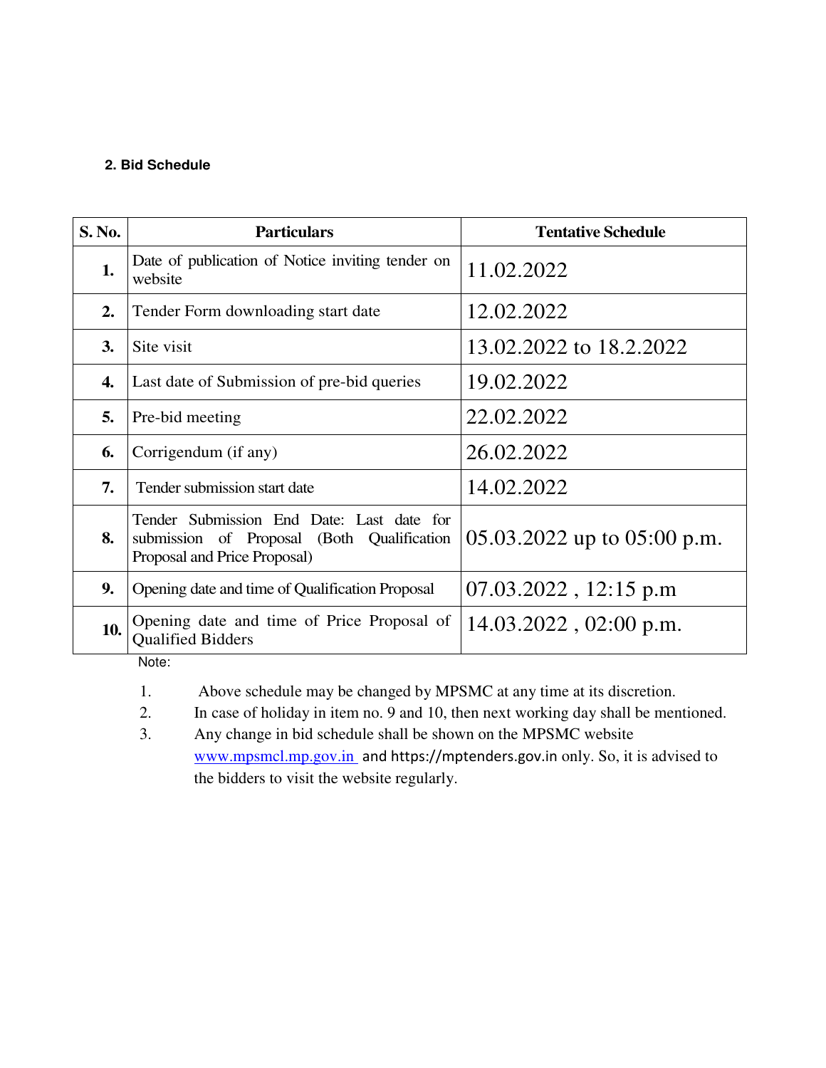**2. Bid Schedule**

| S. No. | Particulars | Tentative Schedule |
|---|---|---|
| **1.** | Date of publication of Notice inviting tender on website | 11.02.2022 |
| **2.** | Tender Form downloading start date | 12.02.2022 |
| **3.** | Site visit | 13.02.2022 to 18.2.2022 |
| **4.** | Last date of Submission of pre-bid queries | 19.02.2022 |
| **5.** | Pre-bid meeting | 22.02.2022 |
| **6.** | Corrigendum (if any) | 26.02.2022 |
| **7.** | Tender submission start date | 14.02.2022 |
| **8.** | Tender Submission End Date: Last date for submission of Proposal (Both Qualification Proposal and Price Proposal) | 05.03.2022 up to 05:00 p.m. |
| **9.** | Opening date and time of Qualification Proposal | 07.03.2022 , 12:15 p.m |
| **10.** | Opening date and time of Price Proposal of Qualified Bidders | 14.03.2022 , 02:00 p.m. |

Note:

1. Above schedule may be changed by MPSMC at any time at its discretion.
2. In case of holiday in item no. 9 and 10, then next working day shall be mentioned.
3. Any change in bid schedule shall be shown on the MPSMC website www.mpsmcl.mp.gov.in and https://mptenders.gov.in only. So, it is advised to the bidders to visit the website regularly.